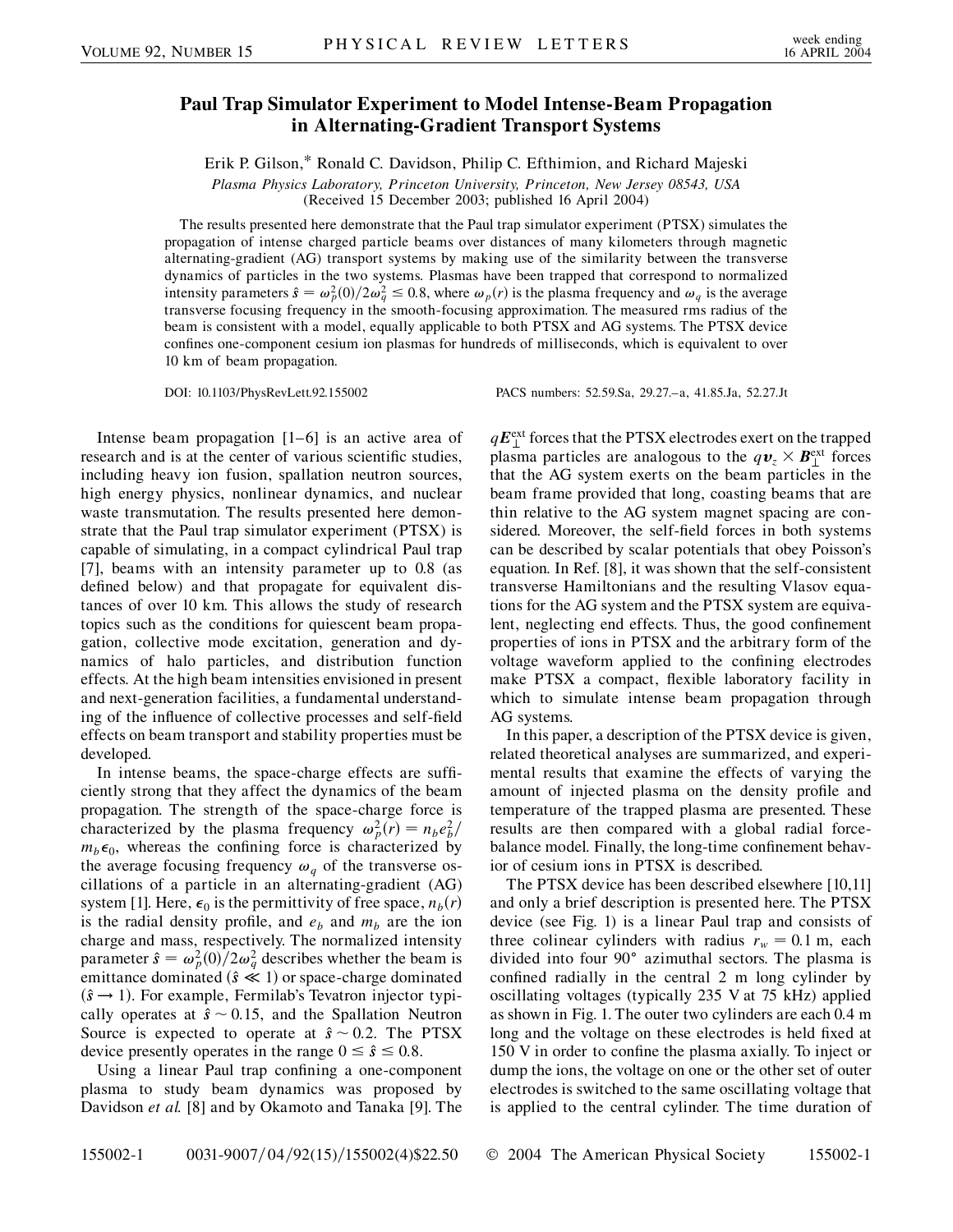# Paul Trap Simulator Experiment to Model Intense-Beam Propagation in Alternating-Gradient Transport Systems

Erik P. Gilson,* Ronald C. Davidson, Philip C. Efthimion, and Richard Majeski

*Plasma Physics Laboratory, Princeton University, Princeton, New Jersey 08543, USA*

(Received 15 December 2003; published 16 April 2004)

The results presented here demonstrate that the Paul trap simulator experiment (PTSX) simulates the propagation of intense charged particle beams over distances of many kilometers through magnetic alternating-gradient (AG) transport systems by making use of the similarity between the transverse dynamics of particles in the two systems. Plasmas have been trapped that correspond to normalized intensity parameters $\hat{s} = \omega_p^2(0)/2\omega_q^2 \leq 0.8$, where $\omega_p(r)$ is the plasma frequency and $\omega_q$ is the average transverse focusing frequency in the smooth-focusing approximation. The measured rms radius of the beam is consistent with a model, equally applicable to both PTSX and AG systems. The PTSX device confines one-component cesium ion plasmas for hundreds of milliseconds, which is equivalent to over 10 km of beam propagation.

DOI: 10.1103/PhysRevLett.92.155002 PACS numbers: 52.59.Sa, 29.27.–a, 41.85.Ja, 52.27.Jt

Intense beam propagation [1–6] is an active area of research and is at the center of various scientific studies, including heavy ion fusion, spallation neutron sources, high energy physics, nonlinear dynamics, and nuclear waste transmutation. The results presented here demonstrate that the Paul trap simulator experiment (PTSX) is capable of simulating, in a compact cylindrical Paul trap [7], beams with an intensity parameter up to 0.8 (as defined below) and that propagate for equivalent distances of over 10 km. This allows the study of research topics such as the conditions for quiescent beam propagation, collective mode excitation, generation and dynamics of halo particles, and distribution function effects. At the high beam intensities envisioned in present and next-generation facilities, a fundamental understanding of the influence of collective processes and self-field effects on beam transport and stability properties must be developed.

In intense beams, the space-charge effects are sufficiently strong that they affect the dynamics of the beam propagation. The strength of the space-charge force is characterized by the plasma frequency $\omega_p^2(r) = n_b e_b^2/m_b\epsilon_0$, whereas the confining force is characterized by the average focusing frequency $\omega_q$ of the transverse oscillations of a particle in an alternating-gradient (AG) system [1]. Here, $\epsilon_0$ is the permittivity of free space, $n_b(r)$ is the radial density profile, and $e_b$ and $m_b$ are the ion charge and mass, respectively. The normalized intensity parameter $\hat{s} = \omega_p^2(0)/2\omega_q^2$ describes whether the beam is emittance dominated ($\hat{s} \ll 1$) or space-charge dominated ($\hat{s} \to 1$). For example, Fermilab's Tevatron injector typically operates at $\hat{s} \sim 0.15$, and the Spallation Neutron Source is expected to operate at $\hat{s} \sim 0.2$. The PTSX device presently operates in the range $0 \leq \hat{s} \leq 0.8$.

Using a linear Paul trap confining a one-component plasma to study beam dynamics was proposed by Davidson *et al.* [8] and by Okamoto and Tanaka [9]. The $q\boldsymbol{E}_\perp^{\rm ext}$ forces that the PTSX electrodes exert on the trapped plasma particles are analogous to the $q\boldsymbol{v}_z \times \boldsymbol{B}_\perp^{\rm ext}$ forces that the AG system exerts on the beam particles in the beam frame provided that long, coasting beams that are thin relative to the AG system magnet spacing are considered. Moreover, the self-field forces in both systems can be described by scalar potentials that obey Poisson's equation. In Ref. [8], it was shown that the self-consistent transverse Hamiltonians and the resulting Vlasov equations for the AG system and the PTSX system are equivalent, neglecting end effects. Thus, the good confinement properties of ions in PTSX and the arbitrary form of the voltage waveform applied to the confining electrodes make PTSX a compact, flexible laboratory facility in which to simulate intense beam propagation through AG systems.

In this paper, a description of the PTSX device is given, related theoretical analyses are summarized, and experimental results that examine the effects of varying the amount of injected plasma on the density profile and temperature of the trapped plasma are presented. These results are then compared with a global radial force-balance model. Finally, the long-time confinement behavior of cesium ions in PTSX is described.

The PTSX device has been described elsewhere [10,11] and only a brief description is presented here. The PTSX device (see Fig. 1) is a linear Paul trap and consists of three colinear cylinders with radius $r_w = 0.1$ m, each divided into four 90° azimuthal sectors. The plasma is confined radially in the central 2 m long cylinder by oscillating voltages (typically 235 V at 75 kHz) applied as shown in Fig. 1. The outer two cylinders are each 0.4 m long and the voltage on these electrodes is held fixed at 150 V in order to confine the plasma axially. To inject or dump the ions, the voltage on one or the other set of outer electrodes is switched to the same oscillating voltage that is applied to the central cylinder. The time duration of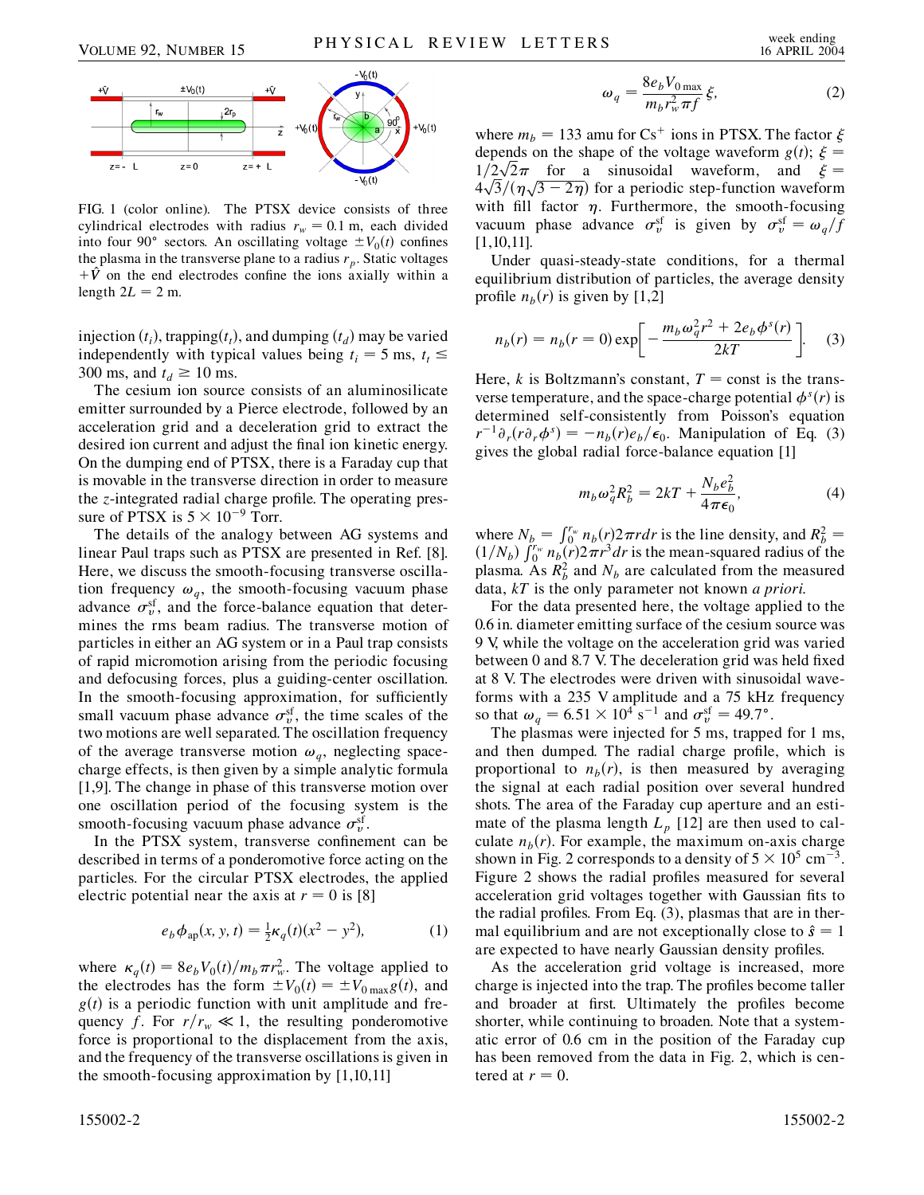FIG. 1 (color online). The PTSX device consists of three cylindrical electrodes with radius $r_w = 0.1$ m, each divided into four 90° sectors. An oscillating voltage $\pm V_0(t)$ confines the plasma in the transverse plane to a radius $r_p$. Static voltages $+\hat{V}$ on the end electrodes confine the ions axially within a length $2L = 2$ m.

injection ($t_i$), trapping($t_t$), and dumping ($t_d$) may be varied independently with typical values being $t_i = 5$ ms, $t_t \leq 300$ ms, and $t_d \geq 10$ ms.

The cesium ion source consists of an aluminosilicate emitter surrounded by a Pierce electrode, followed by an acceleration grid and a deceleration grid to extract the desired ion current and adjust the final ion kinetic energy. On the dumping end of PTSX, there is a Faraday cup that is movable in the transverse direction in order to measure the $z$-integrated radial charge profile. The operating pressure of PTSX is $5 \times 10^{-9}$ Torr.

The details of the analogy between AG systems and linear Paul traps such as PTSX are presented in Ref. [8]. Here, we discuss the smooth-focusing transverse oscillation frequency $\omega_q$, the smooth-focusing vacuum phase advance $\sigma_v^{sf}$, and the force-balance equation that determines the rms beam radius. The transverse motion of particles in either an AG system or in a Paul trap consists of rapid micromotion arising from the periodic focusing and defocusing forces, plus a guiding-center oscillation. In the smooth-focusing approximation, for sufficiently small vacuum phase advance $\sigma_v^{sf}$, the time scales of the two motions are well separated. The oscillation frequency of the average transverse motion $\omega_q$, neglecting space-charge effects, is then given by a simple analytic formula [1,9]. The change in phase of this transverse motion over one oscillation period of the focusing system is the smooth-focusing vacuum phase advance $\sigma_v^{sf}$.

In the PTSX system, transverse confinement can be described in terms of a ponderomotive force acting on the particles. For the circular PTSX electrodes, the applied electric potential near the axis at $r = 0$ is [8]

$$e_b \phi_{ap}(x, y, t) = \frac{1}{2}\kappa_q(t)(x^2 - y^2), \tag{1}$$

where $\kappa_q(t) = 8e_b V_0(t)/m_b \pi r_w^2$. The voltage applied to the electrodes has the form $\pm V_0(t) = \pm V_{0\,\max} g(t)$, and $g(t)$ is a periodic function with unit amplitude and frequency $f$. For $r/r_w \ll 1$, the resulting ponderomotive force is proportional to the displacement from the axis, and the frequency of the transverse oscillations is given in the smooth-focusing approximation by [1,10,11]

$$\omega_q = \frac{8e_b V_{0\,\max}}{m_b r_w^2 \pi f}\xi, \tag{2}$$

where $m_b = 133$ amu for $Cs^+$ ions in PTSX. The factor $\xi$ depends on the shape of the voltage waveform $g(t)$; $\xi = 1/2\sqrt{2}\pi$ for a sinusoidal waveform, and $\xi = 4\sqrt{3}/(\eta\sqrt{3 - 2\eta})$ for a periodic step-function waveform with fill factor $\eta$. Furthermore, the smooth-focusing vacuum phase advance $\sigma_v^{sf}$ is given by $\sigma_v^{sf} = \omega_q/f$ [1,10,11].

Under quasi-steady-state conditions, for a thermal equilibrium distribution of particles, the average density profile $n_b(r)$ is given by [1,2]

$$n_b(r) = n_b(r = 0)\exp\left[-\frac{m_b\omega_q^2 r^2 + 2e_b\phi^s(r)}{2kT}\right]. \tag{3}$$

Here, $k$ is Boltzmann's constant, $T = $ const is the transverse temperature, and the space-charge potential $\phi^s(r)$ is determined self-consistently from Poisson's equation $r^{-1}\partial_r(r\partial_r\phi^s) = -n_b(r)e_b/\epsilon_0$. Manipulation of Eq. (3) gives the global radial force-balance equation [1]

$$m_b\omega_q^2 R_b^2 = 2kT + \frac{N_b e_b^2}{4\pi\epsilon_0}, \tag{4}$$

where $N_b = \int_0^{r_w} n_b(r)2\pi r dr$ is the line density, and $R_b^2 = (1/N_b)\int_0^{r_w} n_b(r)2\pi r^3 dr$ is the mean-squared radius of the plasma. As $R_b^2$ and $N_b$ are calculated from the measured data, $kT$ is the only parameter not known *a priori.*

For the data presented here, the voltage applied to the 0.6 in. diameter emitting surface of the cesium source was 9 V, while the voltage on the acceleration grid was varied between 0 and 8.7 V. The deceleration grid was held fixed at 8 V. The electrodes were driven with sinusoidal waveforms with a 235 V amplitude and a 75 kHz frequency so that $\omega_q = 6.51 \times 10^4$ s$^{-1}$ and $\sigma_v^{sf} = 49.7°$.

The plasmas were injected for 5 ms, trapped for 1 ms, and then dumped. The radial charge profile, which is proportional to $n_b(r)$, is then measured by averaging the signal at each radial position over several hundred shots. The area of the Faraday cup aperture and an estimate of the plasma length $L_p$ [12] are then used to calculate $n_b(r)$. For example, the maximum on-axis charge shown in Fig. 2 corresponds to a density of $5 \times 10^5$ cm$^{-3}$. Figure 2 shows the radial profiles measured for several acceleration grid voltages together with Gaussian fits to the radial profiles. From Eq. (3), plasmas that are in thermal equilibrium and are not exceptionally close to $\hat{s} = 1$ are expected to have nearly Gaussian density profiles.

As the acceleration grid voltage is increased, more charge is injected into the trap. The profiles become taller and broader at first. Ultimately the profiles become shorter, while continuing to broaden. Note that a systematic error of 0.6 cm in the position of the Faraday cup has been removed from the data in Fig. 2, which is centered at $r = 0$.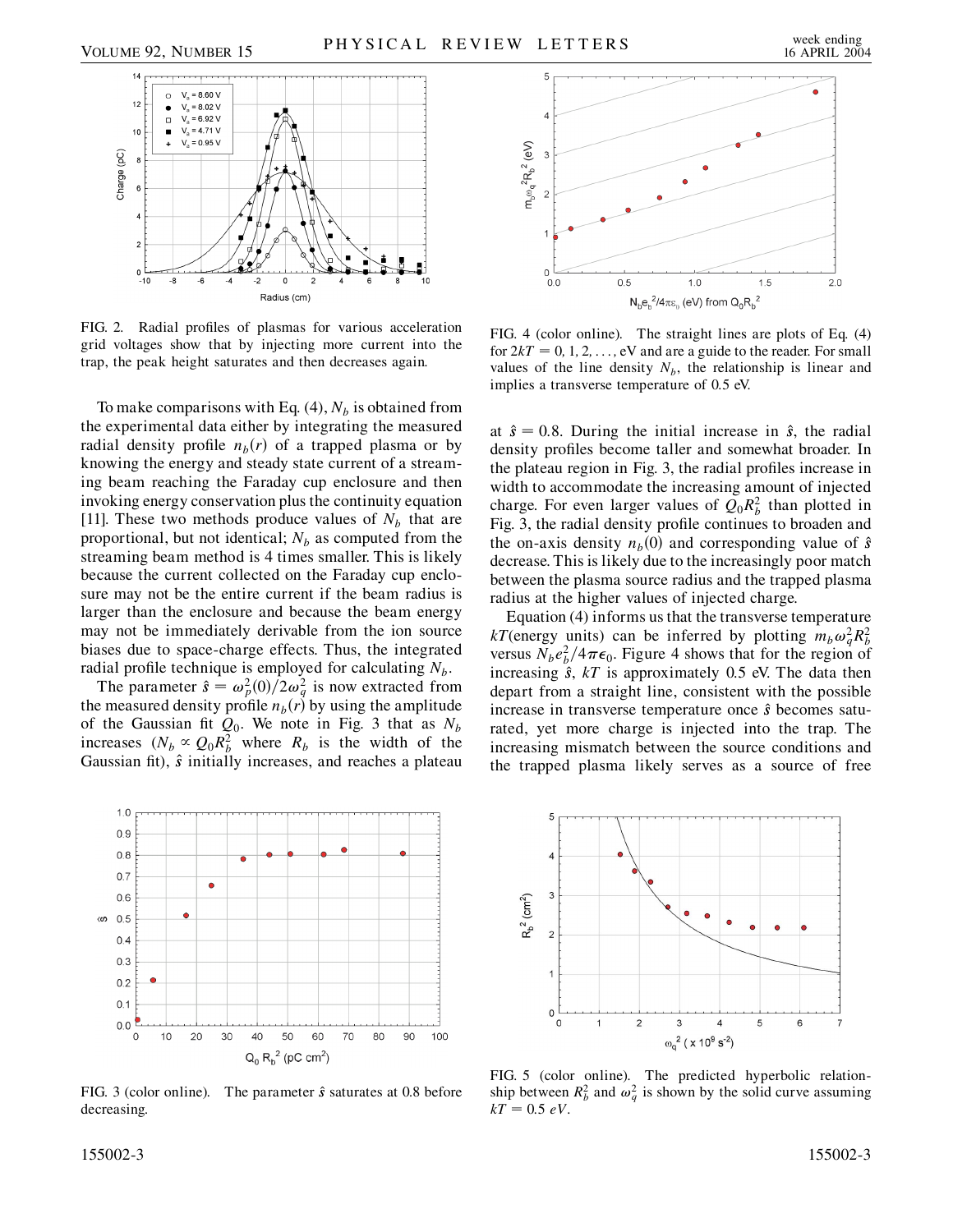FIG. 2. Radial profiles of plasmas for various acceleration grid voltages show that by injecting more current into the trap, the peak height saturates and then decreases again.

FIG. 4 (color online). The straight lines are plots of Eq. (4) for $2kT = 0, 1, 2, \ldots,$ eV and are a guide to the reader. For small values of the line density $N_b$, the relationship is linear and implies a transverse temperature of 0.5 eV.

To make comparisons with Eq. (4), $N_b$ is obtained from the experimental data either by integrating the measured radial density profile $n_b(r)$ of a trapped plasma or by knowing the energy and steady state current of a streaming beam reaching the Faraday cup enclosure and then invoking energy conservation plus the continuity equation [11]. These two methods produce values of $N_b$ that are proportional, but not identical; $N_b$ as computed from the streaming beam method is 4 times smaller. This is likely because the current collected on the Faraday cup enclosure may not be the entire current if the beam radius is larger than the enclosure and because the beam energy may not be immediately derivable from the ion source biases due to space-charge effects. Thus, the integrated radial profile technique is employed for calculating $N_b$.

The parameter $\hat{s} = \omega_p^2(0)/2\omega_q^2$ is now extracted from the measured density profile $n_b(r)$ by using the amplitude of the Gaussian fit $Q_0$. We note in Fig. 3 that as $N_b$ increases ($N_b \propto Q_0 R_b^2$ where $R_b$ is the width of the Gaussian fit), $\hat{s}$ initially increases, and reaches a plateau at $\hat{s} = 0.8$. During the initial increase in $\hat{s}$, the radial density profiles become taller and somewhat broader. In the plateau region in Fig. 3, the radial profiles increase in width to accommodate the increasing amount of injected charge. For even larger values of $Q_0 R_b^2$ than plotted in Fig. 3, the radial density profile continues to broaden and the on-axis density $n_b(0)$ and corresponding value of $\hat{s}$ decrease. This is likely due to the increasingly poor match between the plasma source radius and the trapped plasma radius at the higher values of injected charge.

Equation (4) informs us that the transverse temperature $kT$(energy units) can be inferred by plotting $m_b \omega_q^2 R_b^2$ versus $N_b e_b^2/4\pi\epsilon_0$. Figure 4 shows that for the region of increasing $\hat{s}$, $kT$ is approximately 0.5 eV. The data then depart from a straight line, consistent with the possible increase in transverse temperature once $\hat{s}$ becomes saturated, yet more charge is injected into the trap. The increasing mismatch between the source conditions and the trapped plasma likely serves as a source of free

FIG. 3 (color online). The parameter $\hat{s}$ saturates at 0.8 before decreasing.

FIG. 5 (color online). The predicted hyperbolic relationship between $R_b^2$ and $\omega_q^2$ is shown by the solid curve assuming $kT = 0.5\ eV$.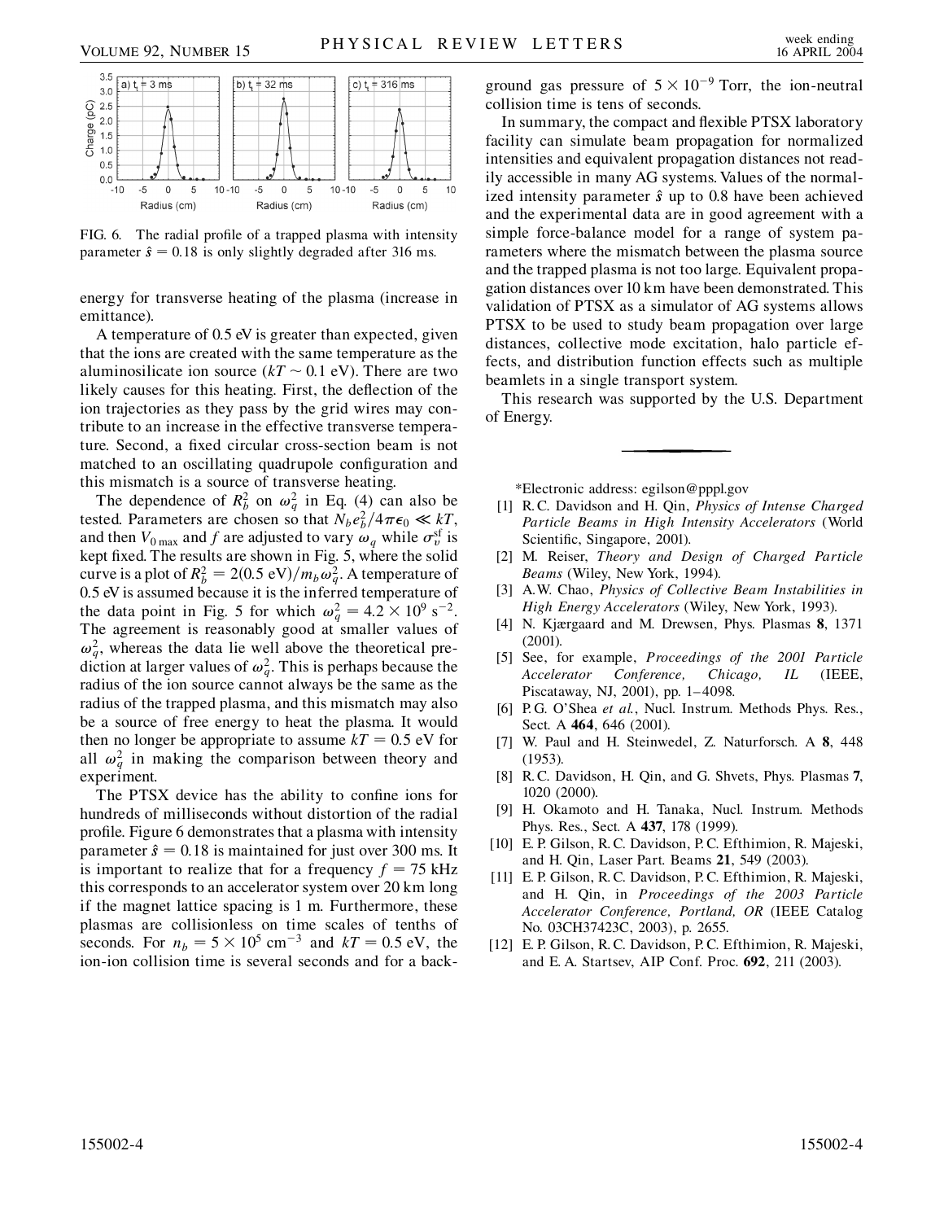a) $t_t$ = 3 ms

b) $t_t$ = 32 ms

c) $t_t$ = 316 ms

Charge (pC)

3.5
3.0
2.5
2.0
1.5
1.0
0.5
0.0

-10 -5 0 5 10 -10 -5 0 5 10 -10 -5 0 5 10

Radius (cm)

Radius (cm)

Radius (cm)

FIG. 6. The radial profile of a trapped plasma with intensity parameter $\hat{s} = 0.18$ is only slightly degraded after 316 ms.

energy for transverse heating of the plasma (increase in emittance).

A temperature of 0.5 eV is greater than expected, given that the ions are created with the same temperature as the aluminosilicate ion source ($kT \sim 0.1$ eV). There are two likely causes for this heating. First, the deflection of the ion trajectories as they pass by the grid wires may contribute to an increase in the effective transverse temperature. Second, a fixed circular cross-section beam is not matched to an oscillating quadrupole configuration and this mismatch is a source of transverse heating.

The dependence of $R_b^2$ on $\omega_q^2$ in Eq. (4) can also be tested. Parameters are chosen so that $N_b e_b^2/4\pi\epsilon_0 \ll kT$, and then $V_{0\,\max}$ and $f$ are adjusted to vary $\omega_q$ while $\sigma_v^{\rm sf}$ is kept fixed. The results are shown in Fig. 5, where the solid curve is a plot of $R_b^2 = 2(0.5\ \text{eV})/m_b\omega_q^2$. A temperature of 0.5 eV is assumed because it is the inferred temperature of the data point in Fig. 5 for which $\omega_q^2 = 4.2 \times 10^9\ \text{s}^{-2}$. The agreement is reasonably good at smaller values of $\omega_q^2$, whereas the data lie well above the theoretical prediction at larger values of $\omega_q^2$. This is perhaps because the radius of the ion source cannot always be the same as the radius of the trapped plasma, and this mismatch may also be a source of free energy to heat the plasma. It would then no longer be appropriate to assume $kT = 0.5$ eV for all $\omega_q^2$ in making the comparison between theory and experiment.

The PTSX device has the ability to confine ions for hundreds of milliseconds without distortion of the radial profile. Figure 6 demonstrates that a plasma with intensity parameter $\hat{s} = 0.18$ is maintained for just over 300 ms. It is important to realize that for a frequency $f = 75$ kHz this corresponds to an accelerator system over 20 km long if the magnet lattice spacing is 1 m. Furthermore, these plasmas are collisionless on time scales of tenths of seconds. For $n_b = 5 \times 10^5\ \text{cm}^{-3}$ and $kT = 0.5$ eV, the ion-ion collision time is several seconds and for a background gas pressure of $5 \times 10^{-9}$ Torr, the ion-neutral collision time is tens of seconds.

In summary, the compact and flexible PTSX laboratory facility can simulate beam propagation for normalized intensities and equivalent propagation distances not readily accessible in many AG systems. Values of the normalized intensity parameter $\hat{s}$ up to 0.8 have been achieved and the experimental data are in good agreement with a simple force-balance model for a range of system parameters where the mismatch between the plasma source and the trapped plasma is not too large. Equivalent propagation distances over 10 km have been demonstrated. This validation of PTSX as a simulator of AG systems allows PTSX to be used to study beam propagation over large distances, collective mode excitation, halo particle effects, and distribution function effects such as multiple beamlets in a single transport system.

This research was supported by the U.S. Department of Energy.

---

*Electronic address: egilson@pppl.gov

[1] R. C. Davidson and H. Qin, *Physics of Intense Charged Particle Beams in High Intensity Accelerators* (World Scientific, Singapore, 2001).

[2] M. Reiser, *Theory and Design of Charged Particle Beams* (Wiley, New York, 1994).

[3] A.W. Chao, *Physics of Collective Beam Instabilities in High Energy Accelerators* (Wiley, New York, 1993).

[4] N. Kjærgaard and M. Drewsen, Phys. Plasmas **8**, 1371 (2001).

[5] See, for example, *Proceedings of the 2001 Particle Accelerator Conference, Chicago, IL* (IEEE, Piscataway, NJ, 2001), pp. 1–4098.

[6] P. G. O'Shea *et al.*, Nucl. Instrum. Methods Phys. Res., Sect. A **464**, 646 (2001).

[7] W. Paul and H. Steinwedel, Z. Naturforsch. A **8**, 448 (1953).

[8] R. C. Davidson, H. Qin, and G. Shvets, Phys. Plasmas **7**, 1020 (2000).

[9] H. Okamoto and H. Tanaka, Nucl. Instrum. Methods Phys. Res., Sect. A **437**, 178 (1999).

[10] E. P. Gilson, R. C. Davidson, P. C. Efthimion, R. Majeski, and H. Qin, Laser Part. Beams **21**, 549 (2003).

[11] E. P. Gilson, R. C. Davidson, P. C. Efthimion, R. Majeski, and H. Qin, in *Proceedings of the 2003 Particle Accelerator Conference, Portland, OR* (IEEE Catalog No. 03CH37423C, 2003), p. 2655.

[12] E. P. Gilson, R. C. Davidson, P. C. Efthimion, R. Majeski, and E. A. Startsev, AIP Conf. Proc. **692**, 211 (2003).